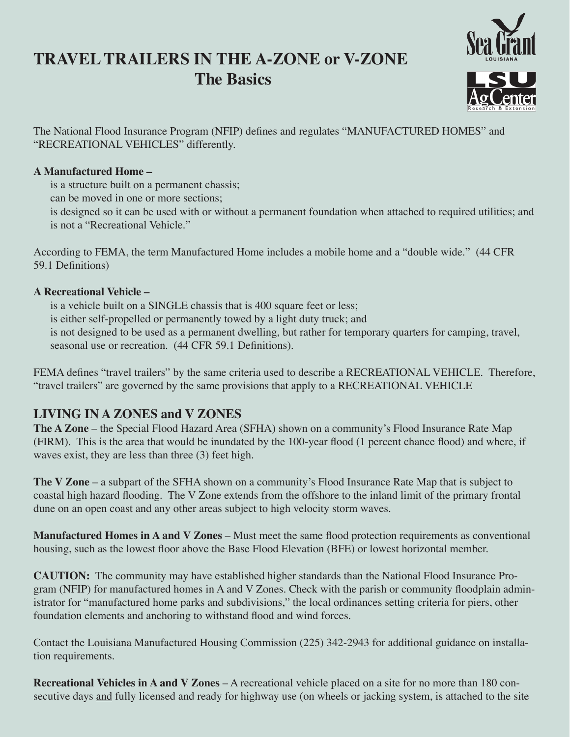# TRAVEL TRAILERS IN THE A-ZONE or V-ZONE
## The Basics

The National Flood Insurance Program (NFIP) defines and regulates "MANUFACTURED HOMES" and "RECREATIONAL VEHICLES" differently.

**A Manufactured Home –**

is a structure built on a permanent chassis;
can be moved in one or more sections;
is designed so it can be used with or without a permanent foundation when attached to required utilities; and
is not a "Recreational Vehicle."

According to FEMA, the term Manufactured Home includes a mobile home and a "double wide." (44 CFR 59.1 Definitions)

**A Recreational Vehicle –**

is a vehicle built on a SINGLE chassis that is 400 square feet or less;
is either self-propelled or permanently towed by a light duty truck; and
is not designed to be used as a permanent dwelling, but rather for temporary quarters for camping, travel, seasonal use or recreation. (44 CFR 59.1 Definitions).

FEMA defines "travel trailers" by the same criteria used to describe a RECREATIONAL VEHICLE. Therefore, "travel trailers" are governed by the same provisions that apply to a RECREATIONAL VEHICLE

## LIVING IN A ZONES and V ZONES

**The A Zone** – the Special Flood Hazard Area (SFHA) shown on a community's Flood Insurance Rate Map (FIRM). This is the area that would be inundated by the 100-year flood (1 percent chance flood) and where, if waves exist, they are less than three (3) feet high.

**The V Zone** – a subpart of the SFHA shown on a community's Flood Insurance Rate Map that is subject to coastal high hazard flooding. The V Zone extends from the offshore to the inland limit of the primary frontal dune on an open coast and any other areas subject to high velocity storm waves.

**Manufactured Homes in A and V Zones** – Must meet the same flood protection requirements as conventional housing, such as the lowest floor above the Base Flood Elevation (BFE) or lowest horizontal member.

**CAUTION:** The community may have established higher standards than the National Flood Insurance Program (NFIP) for manufactured homes in A and V Zones. Check with the parish or community floodplain administrator for "manufactured home parks and subdivisions," the local ordinances setting criteria for piers, other foundation elements and anchoring to withstand flood and wind forces.

Contact the Louisiana Manufactured Housing Commission (225) 342-2943 for additional guidance on installation requirements.

**Recreational Vehicles in A and V Zones** – A recreational vehicle placed on a site for no more than 180 consecutive days <u>and</u> fully licensed and ready for highway use (on wheels or jacking system, is attached to the site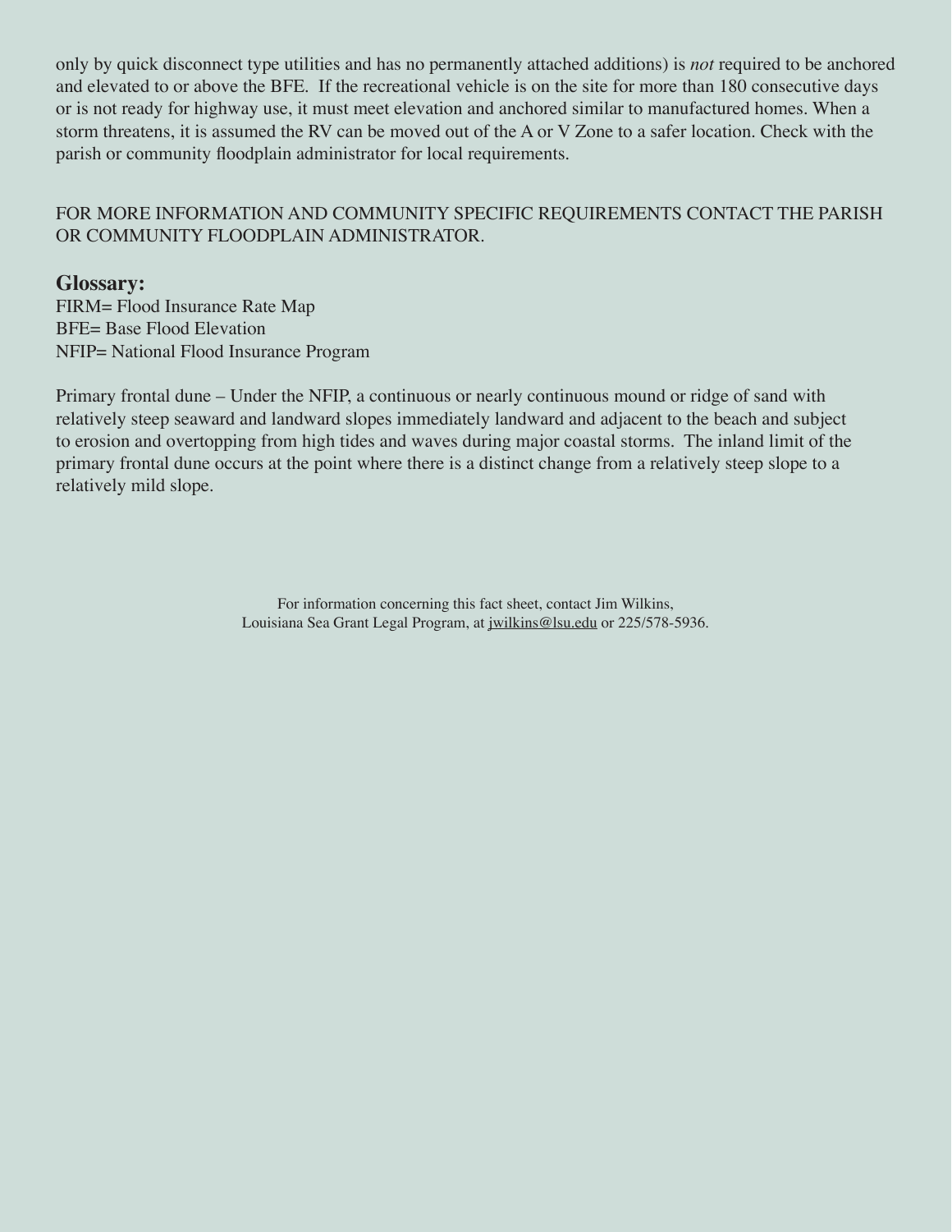only by quick disconnect type utilities and has no permanently attached additions) is *not* required to be anchored and elevated to or above the BFE. If the recreational vehicle is on the site for more than 180 consecutive days or is not ready for highway use, it must meet elevation and anchored similar to manufactured homes. When a storm threatens, it is assumed the RV can be moved out of the A or V Zone to a safer location. Check with the parish or community floodplain administrator for local requirements.

FOR MORE INFORMATION AND COMMUNITY SPECIFIC REQUIREMENTS CONTACT THE PARISH OR COMMUNITY FLOODPLAIN ADMINISTRATOR.

## Glossary:

FIRM= Flood Insurance Rate Map
BFE= Base Flood Elevation
NFIP= National Flood Insurance Program

Primary frontal dune – Under the NFIP, a continuous or nearly continuous mound or ridge of sand with relatively steep seaward and landward slopes immediately landward and adjacent to the beach and subject to erosion and overtopping from high tides and waves during major coastal storms. The inland limit of the primary frontal dune occurs at the point where there is a distinct change from a relatively steep slope to a relatively mild slope.

For information concerning this fact sheet, contact Jim Wilkins,
Louisiana Sea Grant Legal Program, at jwilkins@lsu.edu or 225/578-5936.